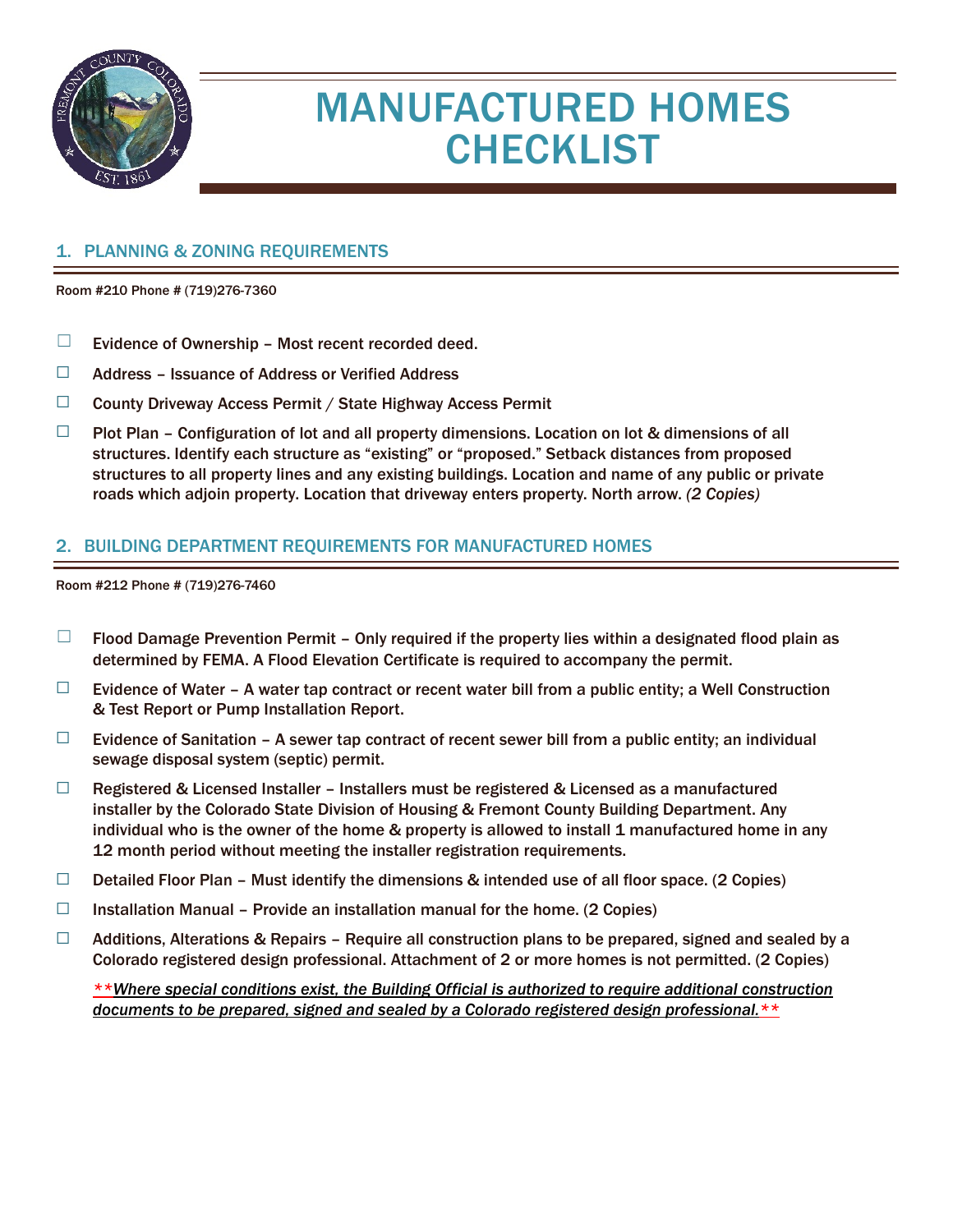# MANUFACTURED HOMES CHECKLIST

## 1. PLANNING & ZONING REQUIREMENTS

Room #210 Phone # (719)276-7360

- ☐ Evidence of Ownership – Most recent recorded deed.
- ☐ Address – Issuance of Address or Verified Address
- ☐ County Driveway Access Permit / State Highway Access Permit
- ☐ Plot Plan – Configuration of lot and all property dimensions. Location on lot & dimensions of all structures. Identify each structure as "existing" or "proposed." Setback distances from proposed structures to all property lines and any existing buildings. Location and name of any public or private roads which adjoin property. Location that driveway enters property. North arrow. *(2 Copies)*

## 2. BUILDING DEPARTMENT REQUIREMENTS FOR MANUFACTURED HOMES

Room #212 Phone # (719)276-7460

- ☐ Flood Damage Prevention Permit – Only required if the property lies within a designated flood plain as determined by FEMA. A Flood Elevation Certificate is required to accompany the permit.
- ☐ Evidence of Water – A water tap contract or recent water bill from a public entity; a Well Construction & Test Report or Pump Installation Report.
- ☐ Evidence of Sanitation – A sewer tap contract of recent sewer bill from a public entity; an individual sewage disposal system (septic) permit.
- ☐ Registered & Licensed Installer – Installers must be registered & Licensed as a manufactured installer by the Colorado State Division of Housing & Fremont County Building Department. Any individual who is the owner of the home & property is allowed to install 1 manufactured home in any 12 month period without meeting the installer registration requirements.
- ☐ Detailed Floor Plan – Must identify the dimensions & intended use of all floor space. (2 Copies)
- ☐ Installation Manual – Provide an installation manual for the home. (2 Copies)
- ☐ Additions, Alterations & Repairs – Require all construction plans to be prepared, signed and sealed by a Colorado registered design professional. Attachment of 2 or more homes is not permitted. (2 Copies)

  ***Where special conditions exist, the Building Official is authorized to require additional construction documents to be prepared, signed and sealed by a Colorado registered design professional.***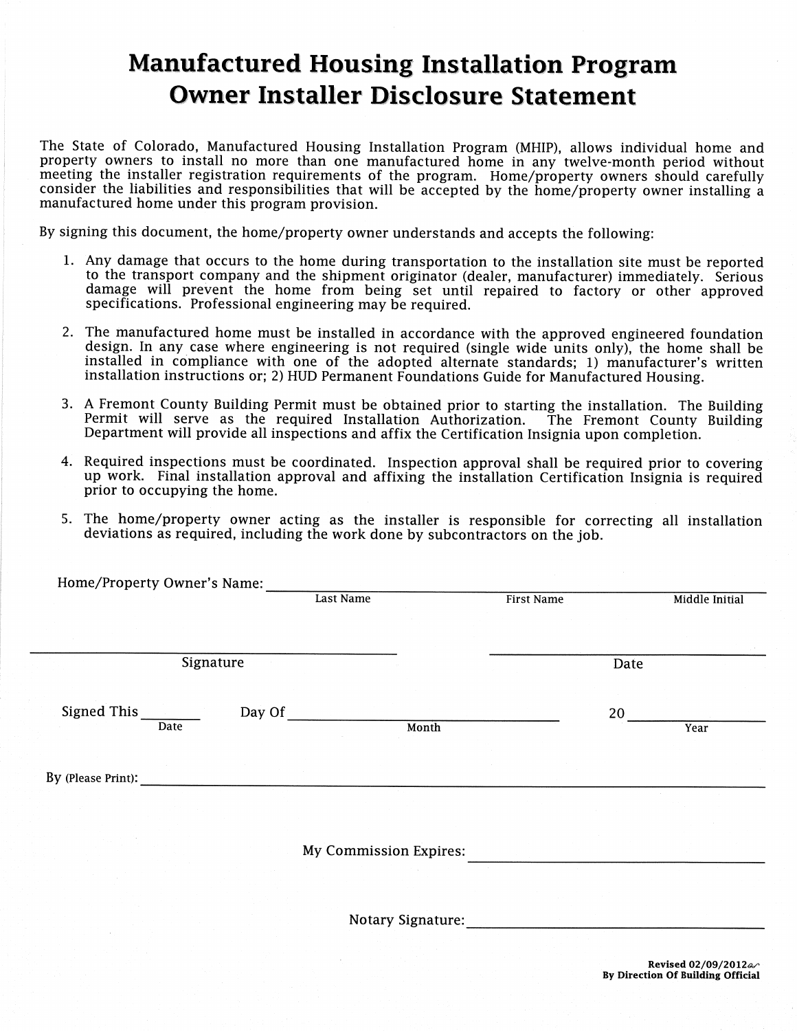# Manufactured Housing Installation Program
# Owner Installer Disclosure Statement

The State of Colorado, Manufactured Housing Installation Program (MHIP), allows individual home and property owners to install no more than one manufactured home in any twelve-month period without meeting the installer registration requirements of the program. Home/property owners should carefully consider the liabilities and responsibilities that will be accepted by the home/property owner installing a manufactured home under this program provision.

By signing this document, the home/property owner understands and accepts the following:

1. Any damage that occurs to the home during transportation to the installation site must be reported to the transport company and the shipment originator (dealer, manufacturer) immediately. Serious damage will prevent the home from being set until repaired to factory or other approved specifications. Professional engineering may be required.

2. The manufactured home must be installed in accordance with the approved engineered foundation design. In any case where engineering is not required (single wide units only), the home shall be installed in compliance with one of the adopted alternate standards; 1) manufacturer's written installation instructions or; 2) HUD Permanent Foundations Guide for Manufactured Housing.

3. A Fremont County Building Permit must be obtained prior to starting the installation. The Building Permit will serve as the required Installation Authorization. The Fremont County Building Department will provide all inspections and affix the Certification Insignia upon completion.

4. Required inspections must be coordinated. Inspection approval shall be required prior to covering up work. Final installation approval and affixing the installation Certification Insignia is required prior to occupying the home.

5. The home/property owner acting as the installer is responsible for correcting all installation deviations as required, including the work done by subcontractors on the job.

Home/Property Owner's Name: ______________________________________________
Last Name First Name Middle Initial

______________________________ ______________________________
Signature Date

Signed This ________ Day Of ______________________________ 20 ____________
Date Month Year

By (Please Print): ______________________________________________

My Commission Expires: ______________________________

Notary Signature: ______________________________

Revised 02/09/2012
By Direction Of Building Official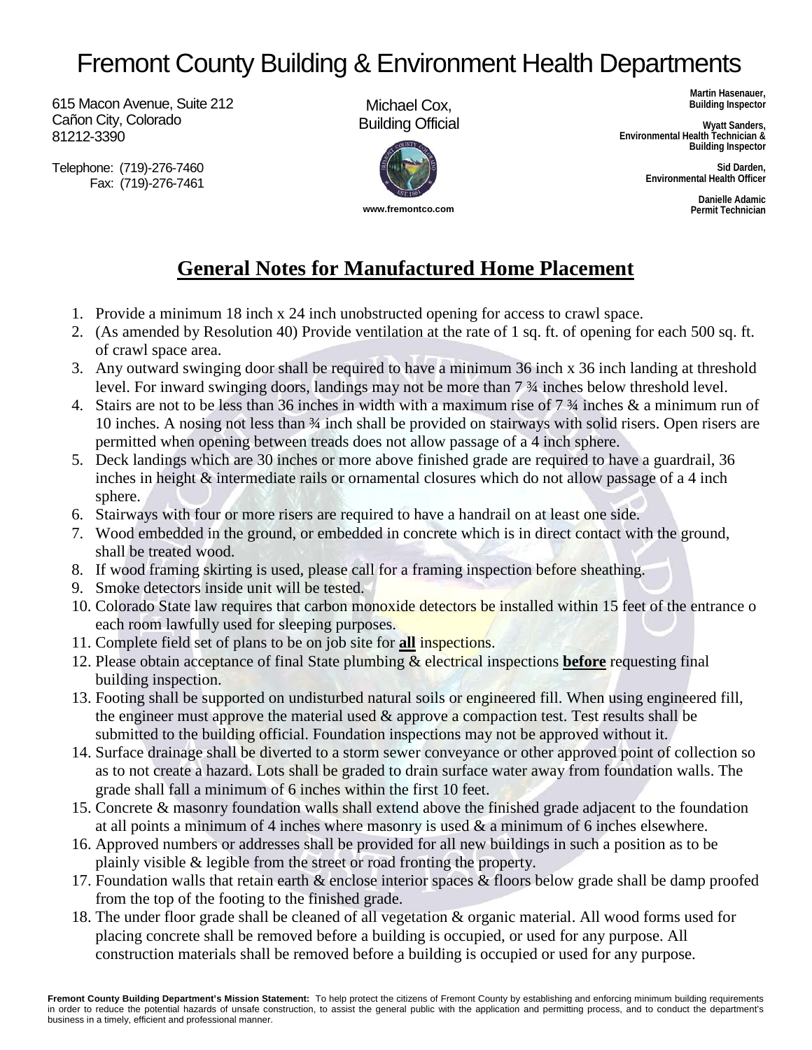# Fremont County Building & Environment Health Departments

615 Macon Avenue, Suite 212
Cañon City, Colorado
81212-3390

Telephone: (719)-276-7460
Fax: (719)-276-7461

Michael Cox,
Building Official

www.fremontco.com

**Martin Hasenauer,**
**Building Inspector**

**Wyatt Sanders,**
**Environmental Health Technician &**
**Building Inspector**

**Sid Darden,**
**Environmental Health Officer**

**Danielle Adamic**
**Permit Technician**

## General Notes for Manufactured Home Placement

1. Provide a minimum 18 inch x 24 inch unobstructed opening for access to crawl space.
2. (As amended by Resolution 40) Provide ventilation at the rate of 1 sq. ft. of opening for each 500 sq. ft. of crawl space area.
3. Any outward swinging door shall be required to have a minimum 36 inch x 36 inch landing at threshold level. For inward swinging doors, landings may not be more than 7 ¾ inches below threshold level.
4. Stairs are not to be less than 36 inches in width with a maximum rise of 7 ¾ inches & a minimum run of 10 inches. A nosing not less than ¾ inch shall be provided on stairways with solid risers. Open risers are permitted when opening between treads does not allow passage of a 4 inch sphere.
5. Deck landings which are 30 inches or more above finished grade are required to have a guardrail, 36 inches in height & intermediate rails or ornamental closures which do not allow passage of a 4 inch sphere.
6. Stairways with four or more risers are required to have a handrail on at least one side.
7. Wood embedded in the ground, or embedded in concrete which is in direct contact with the ground, shall be treated wood.
8. If wood framing skirting is used, please call for a framing inspection before sheathing.
9. Smoke detectors inside unit will be tested.
10. Colorado State law requires that carbon monoxide detectors be installed within 15 feet of the entrance o each room lawfully used for sleeping purposes.
11. Complete field set of plans to be on job site for **all** inspections.
12. Please obtain acceptance of final State plumbing & electrical inspections **before** requesting final building inspection.
13. Footing shall be supported on undisturbed natural soils or engineered fill. When using engineered fill, the engineer must approve the material used & approve a compaction test. Test results shall be submitted to the building official. Foundation inspections may not be approved without it.
14. Surface drainage shall be diverted to a storm sewer conveyance or other approved point of collection so as to not create a hazard. Lots shall be graded to drain surface water away from foundation walls. The grade shall fall a minimum of 6 inches within the first 10 feet.
15. Concrete & masonry foundation walls shall extend above the finished grade adjacent to the foundation at all points a minimum of 4 inches where masonry is used & a minimum of 6 inches elsewhere.
16. Approved numbers or addresses shall be provided for all new buildings in such a position as to be plainly visible & legible from the street or road fronting the property.
17. Foundation walls that retain earth & enclose interior spaces & floors below grade shall be damp proofed from the top of the footing to the finished grade.
18. The under floor grade shall be cleaned of all vegetation & organic material. All wood forms used for placing concrete shall be removed before a building is occupied, or used for any purpose. All construction materials shall be removed before a building is occupied or used for any purpose.

**Fremont County Building Department's Mission Statement:** To help protect the citizens of Fremont County by establishing and enforcing minimum building requirements in order to reduce the potential hazards of unsafe construction, to assist the general public with the application and permitting process, and to conduct the department's business in a timely, efficient and professional manner.